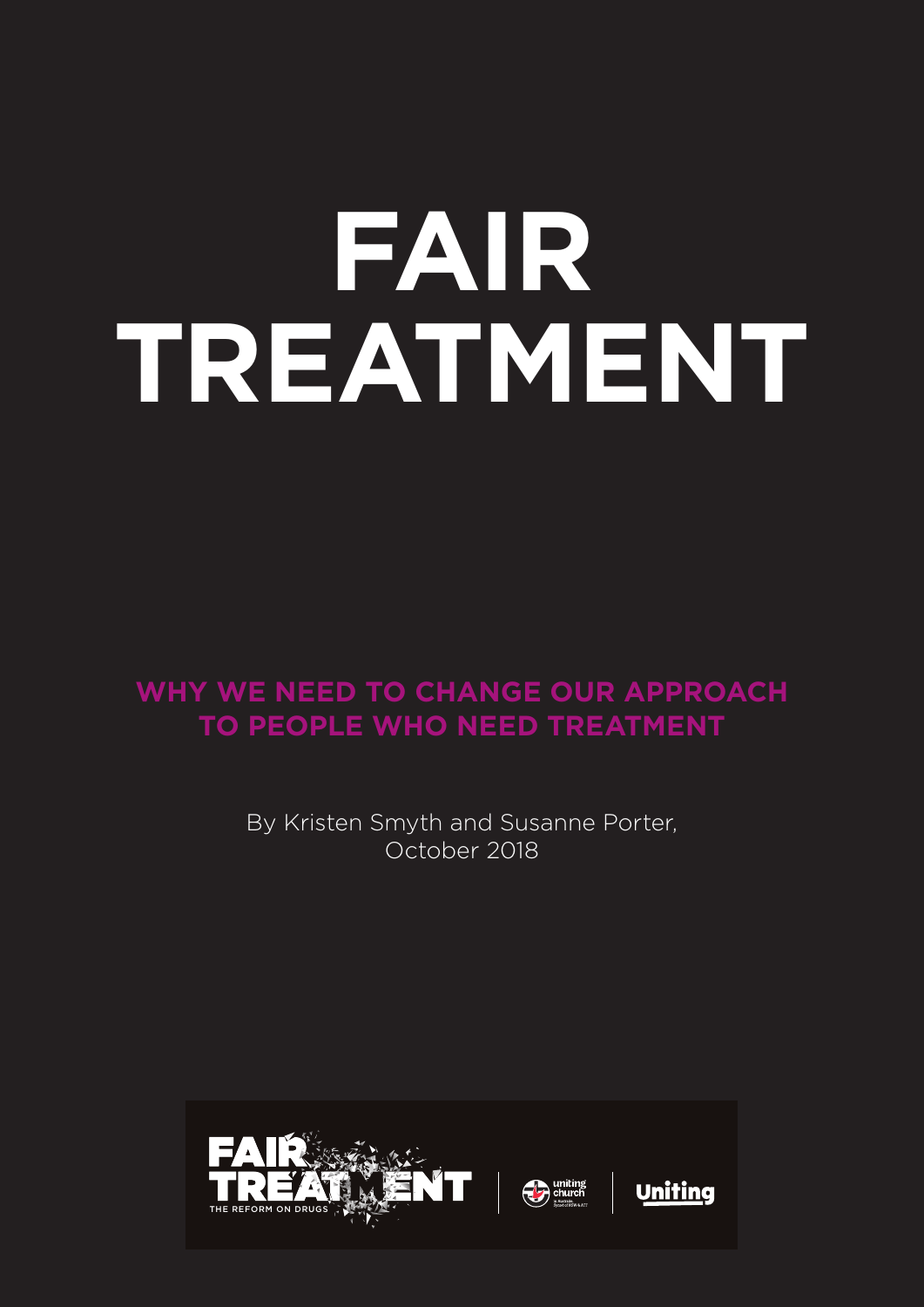# FAIR TREATMENT

## WHY WE NEED TO CHANGE OUR APPROACH TO PEOPLE WHO NEED TREATMENT

By Kristen Smyth and Susanne Porter, October 2018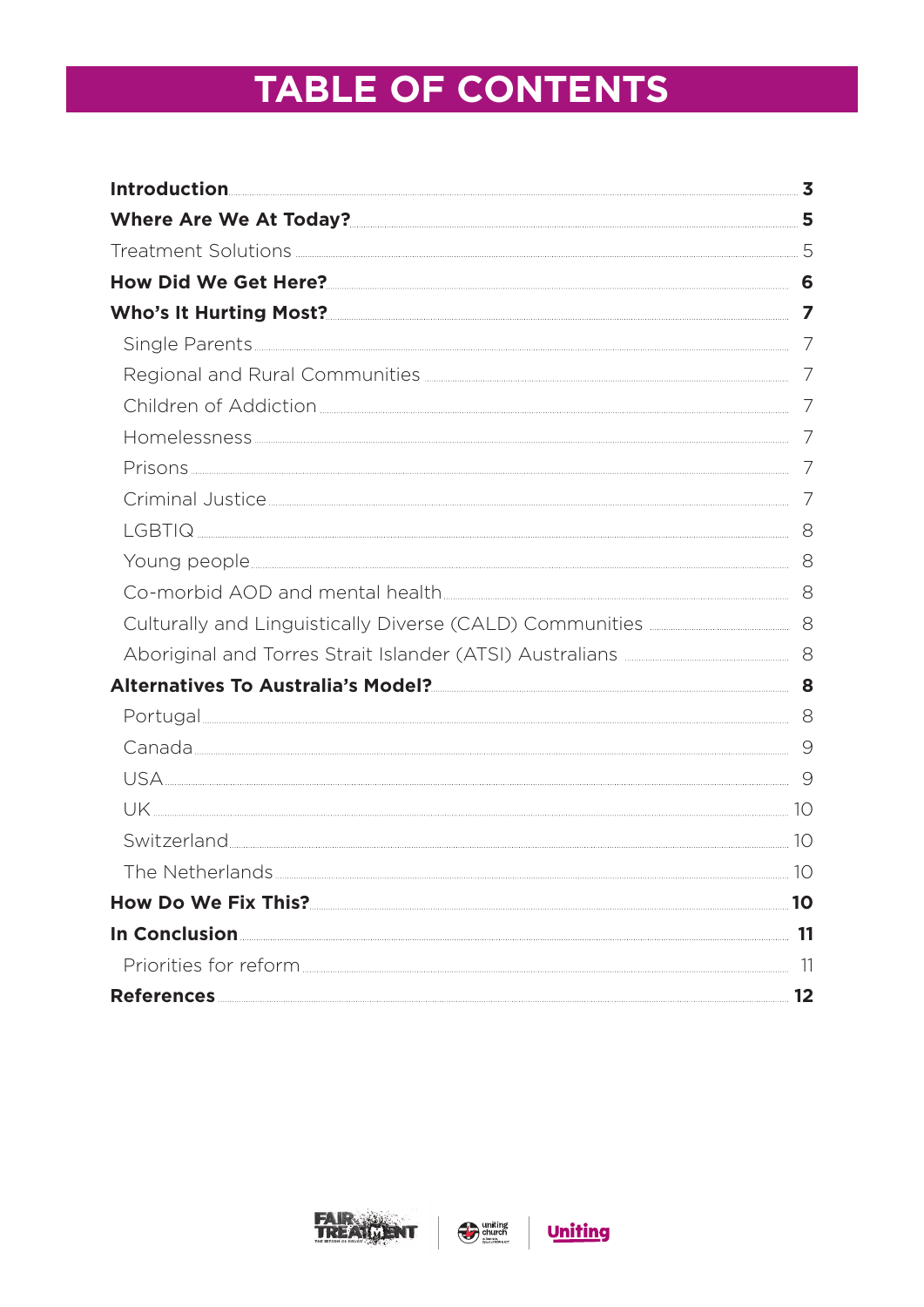# TABLE OF CONTENTS

**Introduction** ..... **3**

**Where Are We At Today?** ..... **5**

Treatment Solutions ..... 5

**How Did We Get Here?** ..... **6**

**Who's It Hurting Most?** ..... **7**

- Single Parents ..... 7
- Regional and Rural Communities ..... 7
- Children of Addiction ..... 7
- Homelessness ..... 7
- Prisons ..... 7
- Criminal Justice ..... 7
- LGBTIQ ..... 8
- Young people ..... 8
- Co-morbid AOD and mental health ..... 8
- Culturally and Linguistically Diverse (CALD) Communities ..... 8
- Aboriginal and Torres Strait Islander (ATSI) Australians ..... 8

**Alternatives To Australia's Model?** ..... **8**

- Portugal ..... 8
- Canada ..... 9
- USA ..... 9
- UK ..... 10
- Switzerland ..... 10
- The Netherlands ..... 10

**How Do We Fix This?** ..... **10**

**In Conclusion** ..... **11**

- Priorities for reform ..... 11

**References** ..... **12**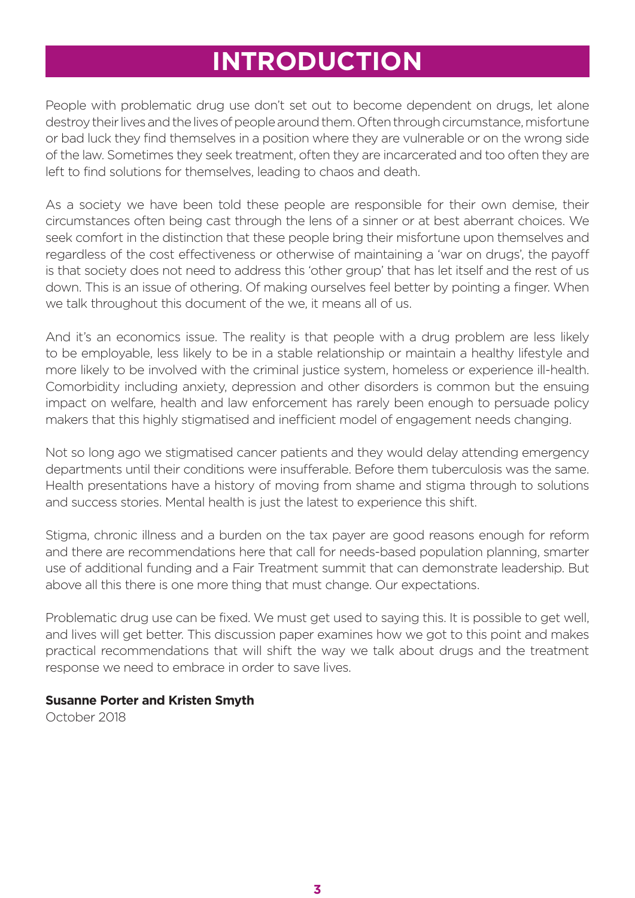# INTRODUCTION

People with problematic drug use don't set out to become dependent on drugs, let alone destroy their lives and the lives of people around them. Often through circumstance, misfortune or bad luck they find themselves in a position where they are vulnerable or on the wrong side of the law. Sometimes they seek treatment, often they are incarcerated and too often they are left to find solutions for themselves, leading to chaos and death.

As a society we have been told these people are responsible for their own demise, their circumstances often being cast through the lens of a sinner or at best aberrant choices. We seek comfort in the distinction that these people bring their misfortune upon themselves and regardless of the cost effectiveness or otherwise of maintaining a 'war on drugs', the payoff is that society does not need to address this 'other group' that has let itself and the rest of us down. This is an issue of othering. Of making ourselves feel better by pointing a finger. When we talk throughout this document of the we, it means all of us.

And it's an economics issue. The reality is that people with a drug problem are less likely to be employable, less likely to be in a stable relationship or maintain a healthy lifestyle and more likely to be involved with the criminal justice system, homeless or experience ill-health. Comorbidity including anxiety, depression and other disorders is common but the ensuing impact on welfare, health and law enforcement has rarely been enough to persuade policy makers that this highly stigmatised and inefficient model of engagement needs changing.

Not so long ago we stigmatised cancer patients and they would delay attending emergency departments until their conditions were insufferable. Before them tuberculosis was the same. Health presentations have a history of moving from shame and stigma through to solutions and success stories. Mental health is just the latest to experience this shift.

Stigma, chronic illness and a burden on the tax payer are good reasons enough for reform and there are recommendations here that call for needs-based population planning, smarter use of additional funding and a Fair Treatment summit that can demonstrate leadership. But above all this there is one more thing that must change. Our expectations.

Problematic drug use can be fixed. We must get used to saying this. It is possible to get well, and lives will get better. This discussion paper examines how we got to this point and makes practical recommendations that will shift the way we talk about drugs and the treatment response we need to embrace in order to save lives.

**Susanne Porter and Kristen Smyth**
October 2018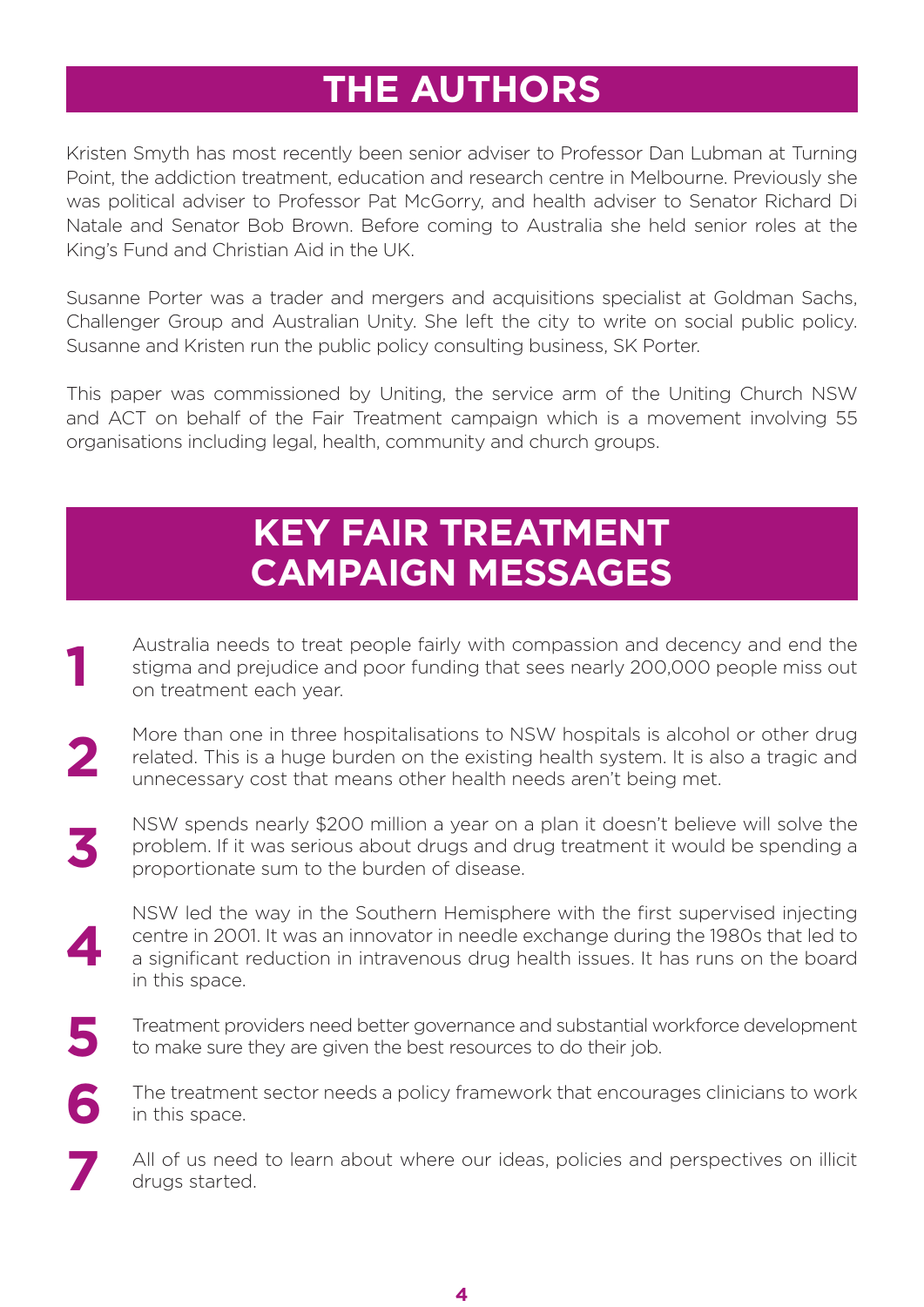# THE AUTHORS

Kristen Smyth has most recently been senior adviser to Professor Dan Lubman at Turning Point, the addiction treatment, education and research centre in Melbourne. Previously she was political adviser to Professor Pat McGorry, and health adviser to Senator Richard Di Natale and Senator Bob Brown. Before coming to Australia she held senior roles at the King's Fund and Christian Aid in the UK.

Susanne Porter was a trader and mergers and acquisitions specialist at Goldman Sachs, Challenger Group and Australian Unity. She left the city to write on social public policy. Susanne and Kristen run the public policy consulting business, SK Porter.

This paper was commissioned by Uniting, the service arm of the Uniting Church NSW and ACT on behalf of the Fair Treatment campaign which is a movement involving 55 organisations including legal, health, community and church groups.

# KEY FAIR TREATMENT CAMPAIGN MESSAGES

1. Australia needs to treat people fairly with compassion and decency and end the stigma and prejudice and poor funding that sees nearly 200,000 people miss out on treatment each year.

2. More than one in three hospitalisations to NSW hospitals is alcohol or other drug related. This is a huge burden on the existing health system. It is also a tragic and unnecessary cost that means other health needs aren't being met.

3. NSW spends nearly $200 million a year on a plan it doesn't believe will solve the problem. If it was serious about drugs and drug treatment it would be spending a proportionate sum to the burden of disease.

4. NSW led the way in the Southern Hemisphere with the first supervised injecting centre in 2001. It was an innovator in needle exchange during the 1980s that led to a significant reduction in intravenous drug health issues. It has runs on the board in this space.

5. Treatment providers need better governance and substantial workforce development to make sure they are given the best resources to do their job.

6. The treatment sector needs a policy framework that encourages clinicians to work in this space.

7. All of us need to learn about where our ideas, policies and perspectives on illicit drugs started.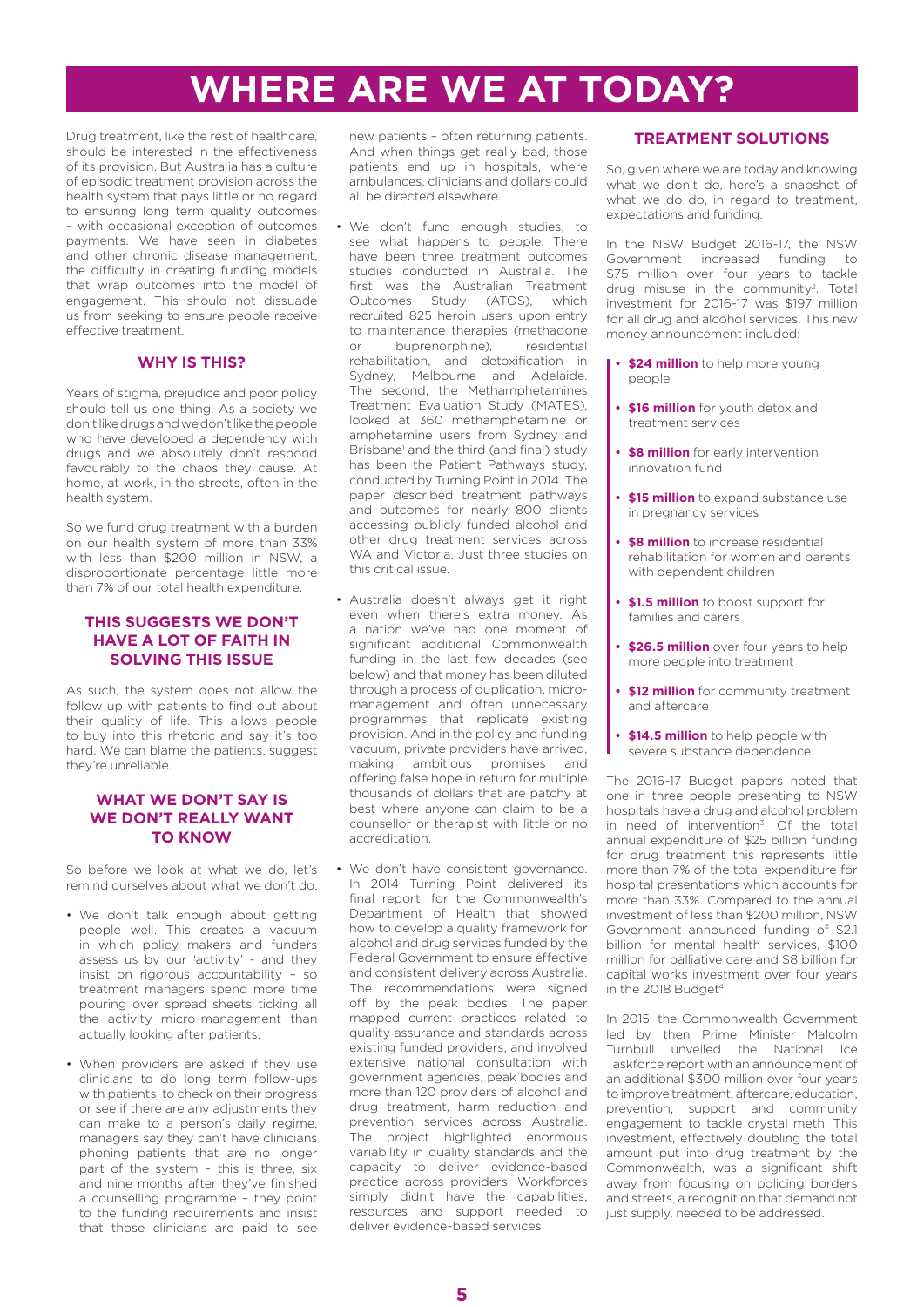# WHERE ARE WE AT TODAY?

Drug treatment, like the rest of healthcare, should be interested in the effectiveness of its provision. But Australia has a culture of episodic treatment provision across the health system that pays little or no regard to ensuring long term quality outcomes – with occasional exception of outcomes payments. We have seen in diabetes and other chronic disease management, the difficulty in creating funding models that wrap outcomes into the model of engagement. This should not dissuade us from seeking to ensure people receive effective treatment.

## WHY IS THIS?

Years of stigma, prejudice and poor policy should tell us one thing. As a society we don't like drugs and we don't like the people who have developed a dependency with drugs and we absolutely don't respond favourably to the chaos they cause. At home, at work, in the streets, often in the health system.

So we fund drug treatment with a burden on our health system of more than 33% with less than $200 million in NSW, a disproportionate percentage little more than 7% of our total health expenditure.

## THIS SUGGESTS WE DON'T HAVE A LOT OF FAITH IN SOLVING THIS ISSUE

As such, the system does not allow the follow up with patients to find out about their quality of life. This allows people to buy into this rhetoric and say it's too hard. We can blame the patients, suggest they're unreliable.

## WHAT WE DON'T SAY IS WE DON'T REALLY WANT TO KNOW

So before we look at what we do, let's remind ourselves about what we don't do.

- We don't talk enough about getting people well. This creates a vacuum in which policy makers and funders assess us by our 'activity' - and they insist on rigorous accountability – so treatment managers spend more time pouring over spread sheets ticking all the activity micro-management than actually looking after patients.
- When providers are asked if they use clinicians to do long term follow-ups with patients, to check on their progress or see if there are any adjustments they can make to a person's daily regime, managers say they can't have clinicians phoning patients that are no longer part of the system – this is three, six and nine months after they've finished a counselling programme – they point to the funding requirements and insist that those clinicians are paid to see new patients – often returning patients. And when things get really bad, those patients end up in hospitals, where ambulances, clinicians and dollars could all be directed elsewhere.
- We don't fund enough studies, to see what happens to people. There have been three treatment outcomes studies conducted in Australia. The first was the Australian Treatment Outcomes Study (ATOS), which recruited 825 heroin users upon entry to maintenance therapies (methadone or buprenorphine), residential rehabilitation, and detoxification in Sydney, Melbourne and Adelaide. The second, the Methamphetamines Treatment Evaluation Study (MATES), looked at 360 methamphetamine or amphetamine users from Sydney and Brisbane[1] and the third (and final) study has been the Patient Pathways study, conducted by Turning Point in 2014. The paper described treatment pathways and outcomes for nearly 800 clients accessing publicly funded alcohol and other drug treatment services across WA and Victoria. Just three studies on this critical issue.
- Australia doesn't always get it right even when there's extra money. As a nation we've had one moment of significant additional Commonwealth funding in the last few decades (see below) and that money has been diluted through a process of duplication, micro-management and often unnecessary programmes that replicate existing provision. And in the policy and funding vacuum, private providers have arrived, making ambitious promises and offering false hope in return for multiple thousands of dollars that are patchy at best where anyone can claim to be a counsellor or therapist with little or no accreditation.
- We don't have consistent governance. In 2014 Turning Point delivered its final report, for the Commonwealth's Department of Health that showed how to develop a quality framework for alcohol and drug services funded by the Federal Government to ensure effective and consistent delivery across Australia. The recommendations were signed off by the peak bodies. The paper mapped current practices related to quality assurance and standards across existing funded providers, and involved extensive national consultation with government agencies, peak bodies and more than 120 providers of alcohol and drug treatment, harm reduction and prevention services across Australia. The project highlighted enormous variability in quality standards and the capacity to deliver evidence-based practice across providers. Workforces simply didn't have the capabilities, resources and support needed to deliver evidence-based services.

## TREATMENT SOLUTIONS

So, given where we are today and knowing what we don't do, here's a snapshot of what we do do, in regard to treatment, expectations and funding.

In the NSW Budget 2016-17, the NSW Government increased funding to $75 million over four years to tackle drug misuse in the community[2]. Total investment for 2016-17 was $197 million for all drug and alcohol services. This new money announcement included:

- **$24 million** to help more young people
- **$16 million** for youth detox and treatment services
- **$8 million** for early intervention innovation fund
- **$15 million** to expand substance use in pregnancy services
- **$8 million** to increase residential rehabilitation for women and parents with dependent children
- **$1.5 million** to boost support for families and carers
- **$26.5 million** over four years to help more people into treatment
- **$12 million** for community treatment and aftercare
- **$14.5 million** to help people with severe substance dependence

The 2016-17 Budget papers noted that one in three people presenting to NSW hospitals have a drug and alcohol problem in need of intervention[3]. Of the total annual expenditure of $25 billion funding for drug treatment this represents little more than 7% of the total expenditure for hospital presentations which accounts for more than 33%. Compared to the annual investment of less than $200 million, NSW Government announced funding of $2.1 billion for mental health services, $100 million for palliative care and $8 billion for capital works investment over four years in the 2018 Budget[4].

In 2015, the Commonwealth Government led by then Prime Minister Malcolm Turnbull unveiled the National Ice Taskforce report with an announcement of an additional $300 million over four years to improve treatment, aftercare, education, prevention, support and community engagement to tackle crystal meth. This investment, effectively doubling the total amount put into drug treatment by the Commonwealth, was a significant shift away from focusing on policing borders and streets, a recognition that demand not just supply, needed to be addressed.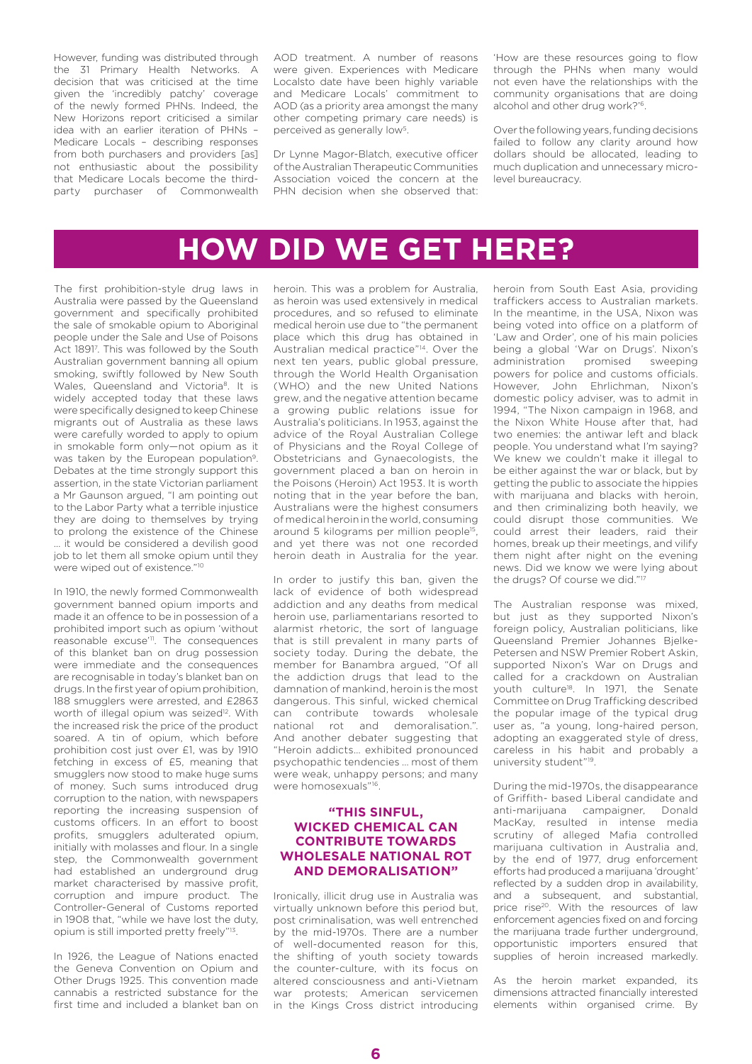However, funding was distributed through the 31 Primary Health Networks. A decision that was criticised at the time given the 'incredibly patchy' coverage of the newly formed PHNs. Indeed, the New Horizons report criticised a similar idea with an earlier iteration of PHNs – Medicare Locals – describing responses from both purchasers and providers [as] not enthusiastic about the possibility that Medicare Locals become the third-party purchaser of Commonwealth AOD treatment. A number of reasons were given. Experiences with Medicare Localsto date have been highly variable and Medicare Locals' commitment to AOD (as a priority area amongst the many other competing primary care needs) is perceived as generally low[5].

Dr Lynne Magor-Blatch, executive officer of the Australian Therapeutic Communities Association voiced the concern at the PHN decision when she observed that: 'How are these resources going to flow through the PHNs when many would not even have the relationships with the community organisations that are doing alcohol and other drug work?'[6].

Over the following years, funding decisions failed to follow any clarity around how dollars should be allocated, leading to much duplication and unnecessary micro-level bureaucracy.

# HOW DID WE GET HERE?

The first prohibition-style drug laws in Australia were passed by the Queensland government and specifically prohibited the sale of smokable opium to Aboriginal people under the Sale and Use of Poisons Act 1891[7]. This was followed by the South Australian government banning all opium smoking, swiftly followed by New South Wales, Queensland and Victoria[8]. It is widely accepted today that these laws were specifically designed to keep Chinese migrants out of Australia as these laws were carefully worded to apply to opium in smokable form only—not opium as it was taken by the European population[9]. Debates at the time strongly support this assertion, in the state Victorian parliament a Mr Gaunson argued, "I am pointing out to the Labor Party what a terrible injustice they are doing to themselves by trying to prolong the existence of the Chinese … it would be considered a devilish good job to let them all smoke opium until they were wiped out of existence."[10]

In 1910, the newly formed Commonwealth government banned opium imports and made it an offence to be in possession of a prohibited import such as opium 'without reasonable excuse'[11]. The consequences of this blanket ban on drug possession were immediate and the consequences are recognisable in today's blanket ban on drugs. In the first year of opium prohibition, 188 smugglers were arrested, and £2863 worth of illegal opium was seized[12]. With the increased risk the price of the product soared. A tin of opium, which before prohibition cost just over £1, was by 1910 fetching in excess of £5, meaning that smugglers now stood to make huge sums of money. Such sums introduced drug corruption to the nation, with newspapers reporting the increasing suspension of customs officers. In an effort to boost profits, smugglers adulterated opium, initially with molasses and flour. In a single step, the Commonwealth government had established an underground drug market characterised by massive profit, corruption and impure product. The Controller-General of Customs reported in 1908 that, "while we have lost the duty, opium is still imported pretty freely"[13].

In 1926, the League of Nations enacted the Geneva Convention on Opium and Other Drugs 1925. This convention made cannabis a restricted substance for the first time and included a blanket ban on heroin. This was a problem for Australia, as heroin was used extensively in medical procedures, and so refused to eliminate medical heroin use due to "the permanent place which this drug has obtained in Australian medical practice"[14]. Over the next ten years, public global pressure, through the World Health Organisation (WHO) and the new United Nations grew, and the negative attention became a growing public relations issue for Australia's politicians. In 1953, against the advice of the Royal Australian College of Physicians and the Royal College of Obstetricians and Gynaecologists, the government placed a ban on heroin in the Poisons (Heroin) Act 1953. It is worth noting that in the year before the ban, Australians were the highest consumers of medical heroin in the world, consuming around 5 kilograms per million people[15], and yet there was not one recorded heroin death in Australia for the year.

In order to justify this ban, given the lack of evidence of both widespread addiction and any deaths from medical heroin use, parliamentarians resorted to alarmist rhetoric, the sort of language that is still prevalent in many parts of society today. During the debate, the member for Banambra argued, "Of all the addiction drugs that lead to the damnation of mankind, heroin is the most dangerous. This sinful, wicked chemical can contribute towards wholesale national rot and demoralisation.". And another debater suggesting that "Heroin addicts… exhibited pronounced psychopathic tendencies … most of them were weak, unhappy persons; and many were homosexuals"[16].

### "THIS SINFUL, WICKED CHEMICAL CAN CONTRIBUTE TOWARDS WHOLESALE NATIONAL ROT AND DEMORALISATION"

Ironically, illicit drug use in Australia was virtually unknown before this period but, post criminalisation, was well entrenched by the mid-1970s. There are a number of well-documented reason for this, the shifting of youth society towards the counter-culture, with its focus on altered consciousness and anti-Vietnam war protests; American servicemen in the Kings Cross district introducing heroin from South East Asia, providing traffickers access to Australian markets. In the meantime, in the USA, Nixon was being voted into office on a platform of 'Law and Order', one of his main policies being a global 'War on Drugs'. Nixon's administration promised sweeping powers for police and customs officials. However, John Ehrlichman, Nixon's domestic policy adviser, was to admit in 1994, "The Nixon campaign in 1968, and the Nixon White House after that, had two enemies: the antiwar left and black people. You understand what I'm saying? We knew we couldn't make it illegal to be either against the war or black, but by getting the public to associate the hippies with marijuana and blacks with heroin, and then criminalizing both heavily, we could disrupt those communities. We could arrest their leaders, raid their homes, break up their meetings, and vilify them night after night on the evening news. Did we know we were lying about the drugs? Of course we did."[17]

The Australian response was mixed, but just as they supported Nixon's foreign policy, Australian politicians, like Queensland Premier Johannes Bjelke-Petersen and NSW Premier Robert Askin, supported Nixon's War on Drugs and called for a crackdown on Australian youth culture[18]. In 1971, the Senate Committee on Drug Trafficking described the popular image of the typical drug user as, "a young, long-haired person, adopting an exaggerated style of dress, careless in his habit and probably a university student"[19].

During the mid-1970s, the disappearance of Griffith- based Liberal candidate and anti-marijuana campaigner, Donald MacKay, resulted in intense media scrutiny of alleged Mafia controlled marijuana cultivation in Australia and, by the end of 1977, drug enforcement efforts had produced a marijuana 'drought' reflected by a sudden drop in availability, and a subsequent, and substantial, price rise[20]. With the resources of law enforcement agencies fixed on and forcing the marijuana trade further underground, opportunistic importers ensured that supplies of heroin increased markedly.

As the heroin market expanded, its dimensions attracted financially interested elements within organised crime. By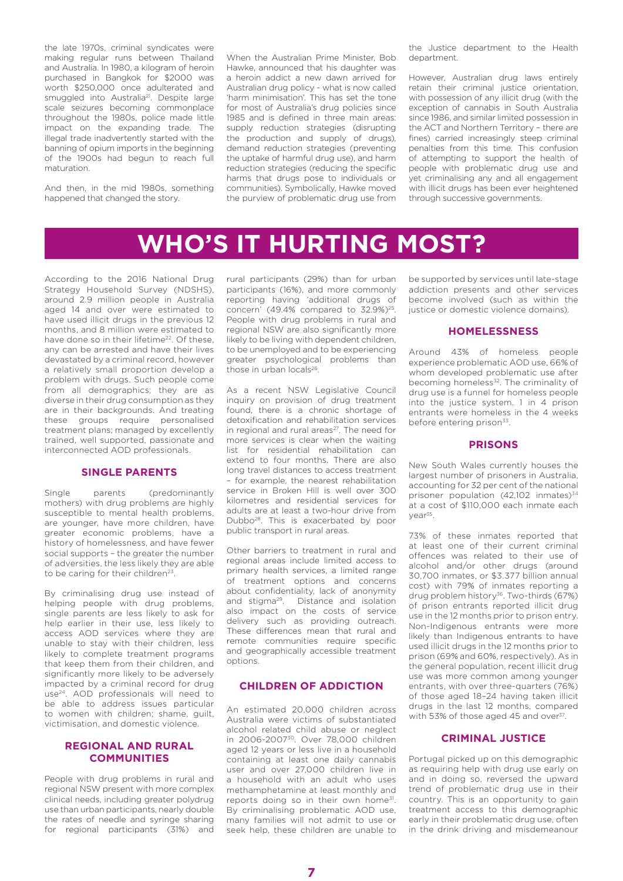the late 1970s, criminal syndicates were making regular runs between Thailand and Australia. In 1980, a kilogram of heroin purchased in Bangkok for $2000 was worth $250,000 once adulterated and smuggled into Australia[21]. Despite large scale seizures becoming commonplace throughout the 1980s, police made little impact on the expanding trade. The illegal trade inadvertently started with the banning of opium imports in the beginning of the 1900s had begun to reach full maturation.

And then, in the mid 1980s, something happened that changed the story.

When the Australian Prime Minister, Bob Hawke, announced that his daughter was a heroin addict a new dawn arrived for Australian drug policy - what is now called 'harm minimisation'. This has set the tone for most of Australia's drug policies since 1985 and is defined in three main areas: supply reduction strategies (disrupting the production and supply of drugs), demand reduction strategies (preventing the uptake of harmful drug use), and harm reduction strategies (reducing the specific harms that drugs pose to individuals or communities). Symbolically, Hawke moved the purview of problematic drug use from the Justice department to the Health department.

However, Australian drug laws entirely retain their criminal justice orientation, with possession of any illicit drug (with the exception of cannabis in South Australia since 1986, and similar limited possession in the ACT and Northern Territory – there are fines) carried increasingly steep criminal penalties from this time. This confusion of attempting to support the health of people with problematic drug use and yet criminalising any and all engagement with illicit drugs has been ever heightened through successive governments.

# WHO'S IT HURTING MOST?

According to the 2016 National Drug Strategy Household Survey (NDSHS), around 2.9 million people in Australia aged 14 and over were estimated to have used illicit drugs in the previous 12 months, and 8 million were estimated to have done so in their lifetime[22]. Of these, any can be arrested and have their lives devastated by a criminal record, however a relatively small proportion develop a problem with drugs. Such people come from all demographics; they are as diverse in their drug consumption as they are in their backgrounds. And treating these groups require personalised treatment plans; managed by excellently trained, well supported, passionate and interconnected AOD professionals.

## SINGLE PARENTS

Single parents (predominantly mothers) with drug problems are highly susceptible to mental health problems, are younger, have more children, have greater economic problems, have a history of homelessness, and have fewer social supports – the greater the number of adversities, the less likely they are able to be caring for their children[23].

By criminalising drug use instead of helping people with drug problems, single parents are less likely to ask for help earlier in their use, less likely to access AOD services where they are unable to stay with their children, less likely to complete treatment programs that keep them from their children, and significantly more likely to be adversely impacted by a criminal record for drug use[24]. AOD professionals will need to be able to address issues particular to women with children; shame, guilt, victimisation, and domestic violence.

## REGIONAL AND RURAL COMMUNITIES

People with drug problems in rural and regional NSW present with more complex clinical needs, including greater polydrug use than urban participants, nearly double the rates of needle and syringe sharing for regional participants (31%) and rural participants (29%) than for urban participants (16%), and more commonly reporting having 'additional drugs of concern' (49.4% compared to 32.9%)[25]. People with drug problems in rural and regional NSW are also significantly more likely to be living with dependent children, to be unemployed and to be experiencing greater psychological problems than those in urban locals[26].

As a recent NSW Legislative Council inquiry on provision of drug treatment found, there is a chronic shortage of detoxification and rehabilitation services in regional and rural areas[27]. The need for more services is clear when the waiting list for residential rehabilitation can extend to four months. There are also long travel distances to access treatment – for example, the nearest rehabilitation service in Broken Hill is well over 300 kilometres and residential services for adults are at least a two-hour drive from Dubbo[28]. This is exacerbated by poor public transport in rural areas.

Other barriers to treatment in rural and regional areas include limited access to primary health services, a limited range of treatment options and concerns about confidentiality, lack of anonymity and stigma[29]. Distance and isolation also impact on the costs of service delivery such as providing outreach. These differences mean that rural and remote communities require specific and geographically accessible treatment options.

## CHILDREN OF ADDICTION

An estimated 20,000 children across Australia were victims of substantiated alcohol related child abuse or neglect in 2006-2007[30]. Over 78,000 children aged 12 years or less live in a household containing at least one daily cannabis user and over 27,000 children live in a household with an adult who uses methamphetamine at least monthly and reports doing so in their own home[31]. By criminalising problematic AOD use, many families will not admit to use or seek help, these children are unable to be supported by services until late-stage addiction presents and other services become involved (such as within the justice or domestic violence domains).

## HOMELESSNESS

Around 43% of homeless people experience problematic AOD use, 66% of whom developed problematic use after becoming homeless[32]. The criminality of drug use is a funnel for homeless people into the justice system. 1 in 4 prison entrants were homeless in the 4 weeks before entering prison[33].

## PRISONS

New South Wales currently houses the largest number of prisoners in Australia, accounting for 32 per cent of the national prisoner population (42,102 inmates)[34] at a cost of $110,000 each inmate each year[35].

73% of these inmates reported that at least one of their current criminal offences was related to their use of alcohol and/or other drugs (around 30,700 inmates, or $3.377 billion annual cost) with 79% of inmates reporting a drug problem history[36]. Two-thirds (67%) of prison entrants reported illicit drug use in the 12 months prior to prison entry. Non-Indigenous entrants were more likely than Indigenous entrants to have used illicit drugs in the 12 months prior to prison (69% and 60%, respectively). As in the general population, recent illicit drug use was more common among younger entrants, with over three-quarters (76%) of those aged 18–24 having taken illicit drugs in the last 12 months, compared with 53% of those aged 45 and over[37].

## CRIMINAL JUSTICE

Portugal picked up on this demographic as requiring help with drug use early on and in doing so, reversed the upward trend of problematic drug use in their country. This is an opportunity to gain treatment access to this demographic early in their problematic drug use, often in the drink driving and misdemeanour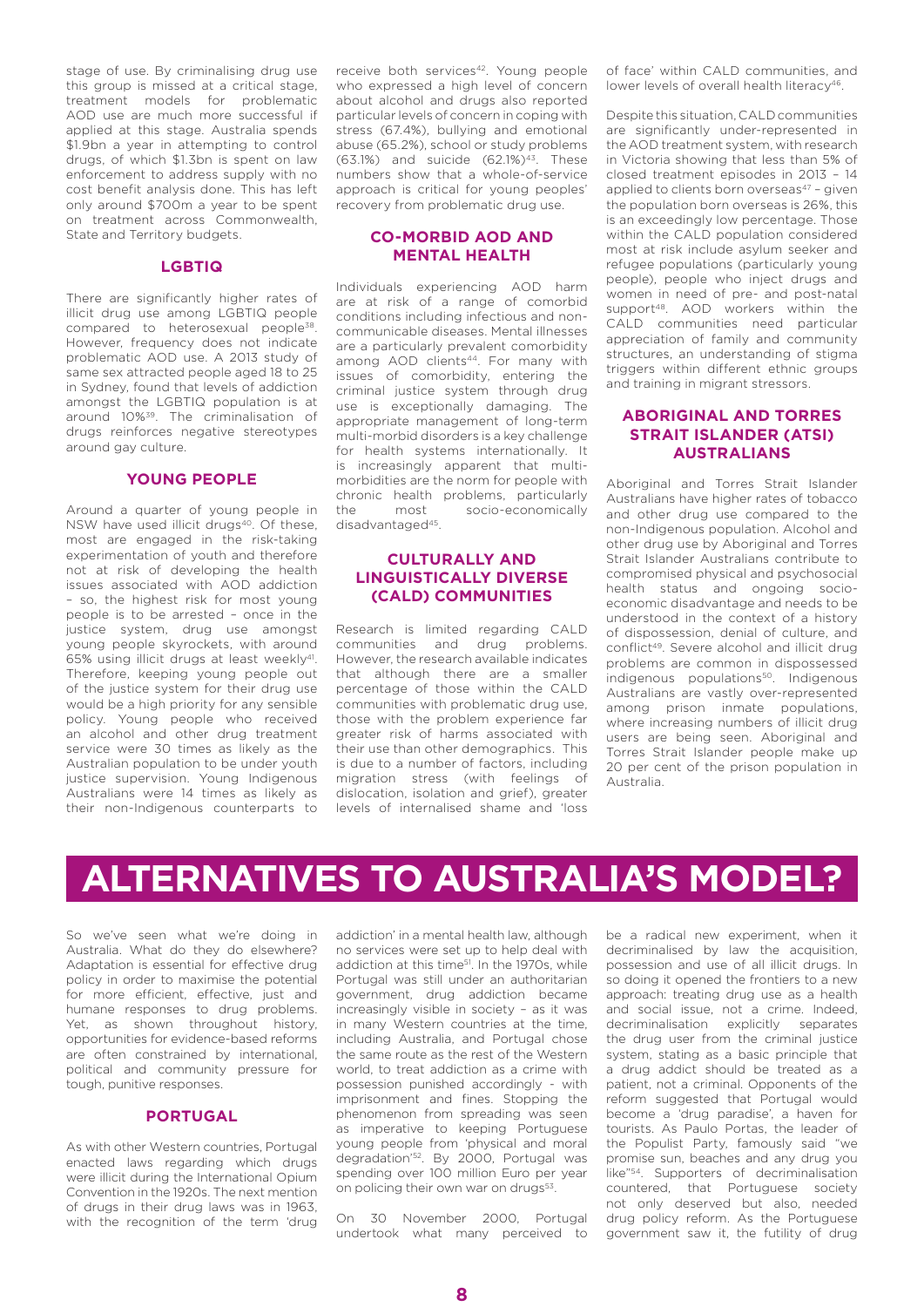stage of use. By criminalising drug use this group is missed at a critical stage, treatment models for problematic AOD use are much more successful if applied at this stage. Australia spends \$1.9bn a year in attempting to control drugs, of which \$1.3bn is spent on law enforcement to address supply with no cost benefit analysis done. This has left only around \$700m a year to be spent on treatment across Commonwealth, State and Territory budgets.

### LGBTIQ

There are significantly higher rates of illicit drug use among LGBTIQ people compared to heterosexual people[38]. However, frequency does not indicate problematic AOD use. A 2013 study of same sex attracted people aged 18 to 25 in Sydney, found that levels of addiction amongst the LGBTIQ population is at around 10%[39]. The criminalisation of drugs reinforces negative stereotypes around gay culture.

### YOUNG PEOPLE

Around a quarter of young people in NSW have used illicit drugs[40]. Of these, most are engaged in the risk-taking experimentation of youth and therefore not at risk of developing the health issues associated with AOD addiction – so, the highest risk for most young people is to be arrested – once in the justice system, drug use amongst young people skyrockets, with around 65% using illicit drugs at least weekly[41]. Therefore, keeping young people out of the justice system for their drug use would be a high priority for any sensible policy. Young people who received an alcohol and other drug treatment service were 30 times as likely as the Australian population to be under youth justice supervision. Young Indigenous Australians were 14 times as likely as their non-Indigenous counterparts to receive both services[42]. Young people who expressed a high level of concern about alcohol and drugs also reported particular levels of concern in coping with stress (67.4%), bullying and emotional abuse (65.2%), school or study problems (63.1%) and suicide (62.1%)[43]. These numbers show that a whole-of-service approach is critical for young peoples' recovery from problematic drug use.

### CO-MORBID AOD AND MENTAL HEALTH

Individuals experiencing AOD harm are at risk of a range of comorbid conditions including infectious and non-communicable diseases. Mental illnesses are a particularly prevalent comorbidity among AOD clients[44]. For many with issues of comorbidity, entering the criminal justice system through drug use is exceptionally damaging. The appropriate management of long-term multi-morbid disorders is a key challenge for health systems internationally. It is increasingly apparent that multi-morbidities are the norm for people with chronic health problems, particularly the most socio-economically disadvantaged[45].

### CULTURALLY AND LINGUISTICALLY DIVERSE (CALD) COMMUNITIES

Research is limited regarding CALD communities and drug problems. However, the research available indicates that although there are a smaller percentage of those within the CALD communities with problematic drug use, those with the problem experience far greater risk of harms associated with their use than other demographics. This is due to a number of factors, including migration stress (with feelings of dislocation, isolation and grief), greater levels of internalised shame and 'loss of face' within CALD communities, and lower levels of overall health literacy[46].

Despite this situation, CALD communities are significantly under-represented in the AOD treatment system, with research in Victoria showing that less than 5% of closed treatment episodes in 2013 – 14 applied to clients born overseas[47] – given the population born overseas is 26%, this is an exceedingly low percentage. Those within the CALD population considered most at risk include asylum seeker and refugee populations (particularly young people), people who inject drugs and women in need of pre- and post-natal support[48]. AOD workers within the CALD communities need particular appreciation of family and community structures, an understanding of stigma triggers within different ethnic groups and training in migrant stressors.

### ABORIGINAL AND TORRES STRAIT ISLANDER (ATSI) AUSTRALIANS

Aboriginal and Torres Strait Islander Australians have higher rates of tobacco and other drug use compared to the non-Indigenous population. Alcohol and other drug use by Aboriginal and Torres Strait Islander Australians contribute to compromised physical and psychosocial health status and ongoing socio-economic disadvantage and needs to be understood in the context of a history of dispossession, denial of culture, and conflict[49]. Severe alcohol and illicit drug problems are common in dispossessed indigenous populations[50]. Indigenous Australians are vastly over-represented among prison inmate populations, where increasing numbers of illicit drug users are being seen. Aboriginal and Torres Strait Islander people make up 20 per cent of the prison population in Australia.

# ALTERNATIVES TO AUSTRALIA'S MODEL?

So we've seen what we're doing in Australia. What do they do elsewhere? Adaptation is essential for effective drug policy in order to maximise the potential for more efficient, effective, just and humane responses to drug problems. Yet, as shown throughout history, opportunities for evidence-based reforms are often constrained by international, political and community pressure for tough, punitive responses.

### PORTUGAL

As with other Western countries, Portugal enacted laws regarding which drugs were illicit during the International Opium Convention in the 1920s. The next mention of drugs in their drug laws was in 1963, with the recognition of the term 'drug addiction' in a mental health law, although no services were set up to help deal with addiction at this time[51]. In the 1970s, while Portugal was still under an authoritarian government, drug addiction became increasingly visible in society – as it was in many Western countries at the time, including Australia, and Portugal chose the same route as the rest of the Western world, to treat addiction as a crime with possession punished accordingly - with imprisonment and fines. Stopping the phenomenon from spreading was seen as imperative to keeping Portuguese young people from 'physical and moral degradation'[52]. By 2000, Portugal was spending over 100 million Euro per year on policing their own war on drugs[53].

On 30 November 2000, Portugal undertook what many perceived to be a radical new experiment, when it decriminalised by law the acquisition, possession and use of all illicit drugs. In so doing it opened the frontiers to a new approach: treating drug use as a health and social issue, not a crime. Indeed, decriminalisation explicitly separates the drug user from the criminal justice system, stating as a basic principle that a drug addict should be treated as a patient, not a criminal. Opponents of the reform suggested that Portugal would become a 'drug paradise', a haven for tourists. As Paulo Portas, the leader of the Populist Party, famously said "we promise sun, beaches and any drug you like"[54]. Supporters of decriminalisation countered, that Portuguese society not only deserved but also, needed drug policy reform. As the Portuguese government saw it, the futility of drug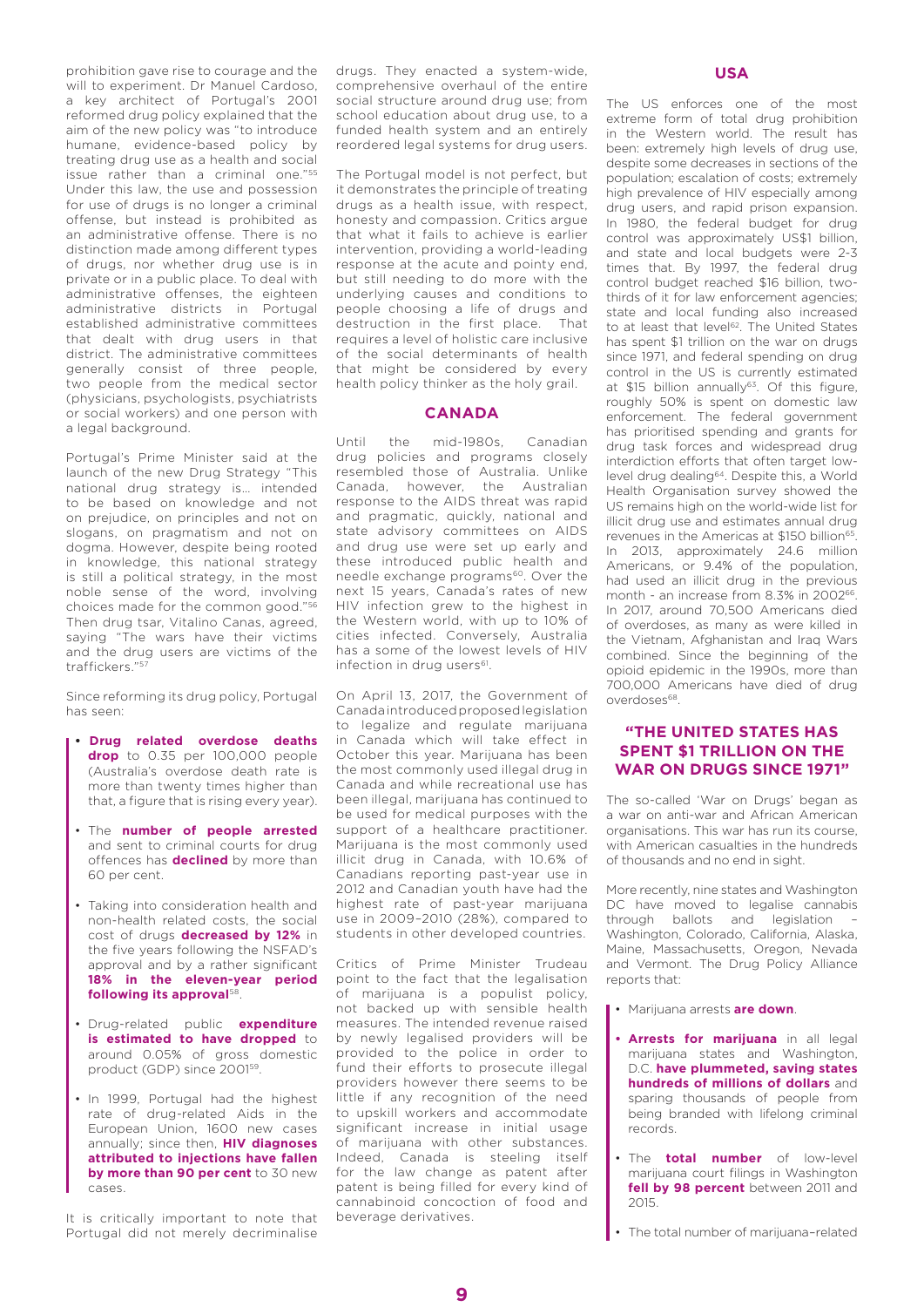prohibition gave rise to courage and the will to experiment. Dr Manuel Cardoso, a key architect of Portugal's 2001 reformed drug policy explained that the aim of the new policy was "to introduce humane, evidence-based policy by treating drug use as a health and social issue rather than a criminal one."[55] Under this law, the use and possession for use of drugs is no longer a criminal offense, but instead is prohibited as an administrative offense. There is no distinction made among different types of drugs, nor whether drug use is in private or in a public place. To deal with administrative offenses, the eighteen administrative districts in Portugal established administrative committees that dealt with drug users in that district. The administrative committees generally consist of three people, two people from the medical sector (physicians, psychologists, psychiatrists or social workers) and one person with a legal background.

Portugal's Prime Minister said at the launch of the new Drug Strategy "This national drug strategy is… intended to be based on knowledge and not on prejudice, on principles and not on slogans, on pragmatism and not on dogma. However, despite being rooted in knowledge, this national strategy is still a political strategy, in the most noble sense of the word, involving choices made for the common good."[56] Then drug tsar, Vitalino Canas, agreed, saying "The wars have their victims and the drug users are victims of the traffickers."[57]

Since reforming its drug policy, Portugal has seen:

- **Drug related overdose deaths drop** to 0.35 per 100,000 people (Australia's overdose death rate is more than twenty times higher than that, a figure that is rising every year).
- The **number of people arrested** and sent to criminal courts for drug offences has **declined** by more than 60 per cent.
- Taking into consideration health and non-health related costs, the social cost of drugs **decreased by 12%** in the five years following the NSFAD's approval and by a rather significant **18% in the eleven-year period following its approval**[58].
- Drug-related public **expenditure is estimated to have dropped** to around 0.05% of gross domestic product (GDP) since 2001[59].
- In 1999, Portugal had the highest rate of drug-related Aids in the European Union, 1600 new cases annually; since then, **HIV diagnoses attributed to injections have fallen by more than 90 per cent** to 30 new cases.

It is critically important to note that Portugal did not merely decriminalise drugs. They enacted a system-wide, comprehensive overhaul of the entire social structure around drug use; from school education about drug use, to a funded health system and an entirely reordered legal systems for drug users.

The Portugal model is not perfect, but it demonstrates the principle of treating drugs as a health issue, with respect, honesty and compassion. Critics argue that what it fails to achieve is earlier intervention, providing a world-leading response at the acute and pointy end, but still needing to do more with the underlying causes and conditions to people choosing a life of drugs and destruction in the first place. That requires a level of holistic care inclusive of the social determinants of health that might be considered by every health policy thinker as the holy grail.

## CANADA

Until the mid-1980s, Canadian drug policies and programs closely resembled those of Australia. Unlike Canada, however, the Australian response to the AIDS threat was rapid and pragmatic, quickly, national and state advisory committees on AIDS and drug use were set up early and these introduced public health and needle exchange programs[60]. Over the next 15 years, Canada's rates of new HIV infection grew to the highest in the Western world, with up to 10% of cities infected. Conversely, Australia has a some of the lowest levels of HIV infection in drug users[61].

On April 13, 2017, the Government of Canada introduced proposed legislation to legalize and regulate marijuana in Canada which will take effect in October this year. Marijuana has been the most commonly used illegal drug in Canada and while recreational use has been illegal, marijuana has continued to be used for medical purposes with the support of a healthcare practitioner. Marijuana is the most commonly used illicit drug in Canada, with 10.6% of Canadians reporting past-year use in 2012 and Canadian youth have had the highest rate of past-year marijuana use in 2009–2010 (28%), compared to students in other developed countries.

Critics of Prime Minister Trudeau point to the fact that the legalisation of marijuana is a populist policy, not backed up with sensible health measures. The intended revenue raised by newly legalised providers will be provided to the police in order to fund their efforts to prosecute illegal providers however there seems to be little if any recognition of the need to upskill workers and accommodate significant increase in initial usage of marijuana with other substances. Indeed, Canada is steeling itself for the law change as patent after patent is being filled for every kind of cannabinoid concoction of food and beverage derivatives.

## USA

The US enforces one of the most extreme form of total drug prohibition in the Western world. The result has been: extremely high levels of drug use, despite some decreases in sections of the population; escalation of costs; extremely high prevalence of HIV especially among drug users, and rapid prison expansion. In 1980, the federal budget for drug control was approximately US$1 billion, and state and local budgets were 2-3 times that. By 1997, the federal drug control budget reached $16 billion, two-thirds of it for law enforcement agencies; state and local funding also increased to at least that level[62]. The United States has spent $1 trillion on the war on drugs since 1971, and federal spending on drug control in the US is currently estimated at $15 billion annually[63]. Of this figure, roughly 50% is spent on domestic law enforcement. The federal government has prioritised spending and grants for drug task forces and widespread drug interdiction efforts that often target low-level drug dealing[64]. Despite this, a World Health Organisation survey showed the US remains high on the world-wide list for illicit drug use and estimates annual drug revenues in the Americas at $150 billion[65]. In 2013, approximately 24.6 million Americans, or 9.4% of the population, had used an illicit drug in the previous month - an increase from 8.3% in 2002[66]. In 2017, around 70,500 Americans died of overdoses, as many as were killed in the Vietnam, Afghanistan and Iraq Wars combined. Since the beginning of the opioid epidemic in the 1990s, more than 700,000 Americans have died of drug overdoses[68].

### "THE UNITED STATES HAS SPENT $1 TRILLION ON THE WAR ON DRUGS SINCE 1971"

The so-called 'War on Drugs' began as a war on anti-war and African American organisations. This war has run its course, with American casualties in the hundreds of thousands and no end in sight.

More recently, nine states and Washington DC have moved to legalise cannabis through ballots and legislation – Washington, Colorado, California, Alaska, Maine, Massachusetts, Oregon, Nevada and Vermont. The Drug Policy Alliance reports that:

- Marijuana arrests **are down**.
- **Arrests for marijuana** in all legal marijuana states and Washington, D.C. **have plummeted, saving states hundreds of millions of dollars** and sparing thousands of people from being branded with lifelong criminal records.
- The **total number** of low-level marijuana court filings in Washington **fell by 98 percent** between 2011 and 2015.
- The total number of marijuana–related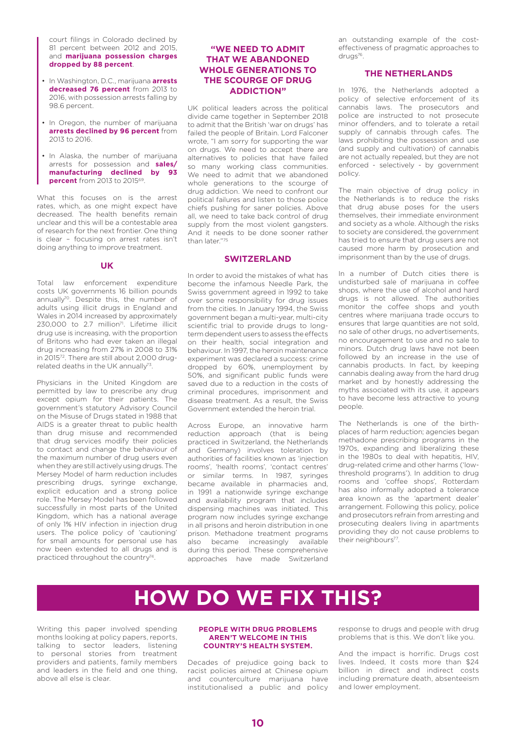court filings in Colorado declined by 81 percent between 2012 and 2015, and **marijuana possession charges dropped by 88 percent**.

- In Washington, D.C., marijuana **arrests decreased 76 percent** from 2013 to 2016, with possession arrests falling by 98.6 percent.
- In Oregon, the number of marijuana **arrests declined by 96 percent** from 2013 to 2016.
- In Alaska, the number of marijuana arrests for possession and **sales/ manufacturing declined by 93 percent** from 2013 to 2015[69].

What this focuses on is the arrest rates, which, as one might expect have decreased. The health benefits remain unclear and this will be a contestable area of research for the next frontier. One thing is clear – focusing on arrest rates isn't doing anything to improve treatment.

## UK

Total law enforcement expenditure costs UK governments 16 billion pounds annually[70]. Despite this, the number of adults using illicit drugs in England and Wales in 2014 increased by approximately 230,000 to 2.7 million[71]. Lifetime illicit drug use is increasing, with the proportion of Britons who had ever taken an illegal drug increasing from 27% in 2008 to 31% in 2015[72]. There are still about 2,000 drug-related deaths in the UK annually[73].

Physicians in the United Kingdom are permitted by law to prescribe any drug except opium for their patients. The government's statutory Advisory Council on the Misuse of Drugs stated in 1988 that AIDS is a greater threat to public health than drug misuse and recommended that drug services modify their policies to contact and change the behaviour of the maximum number of drug users even when they are still actively using drugs. The Mersey Model of harm reduction includes prescribing drugs, syringe exchange, explicit education and a strong police role. The Mersey Model has been followed successfully in most parts of the United Kingdom, which has a national average of only 1% HIV infection in injection drug users. The police policy of 'cautioning' for small amounts for personal use has now been extended to all drugs and is practiced throughout the country[74].

## "WE NEED TO ADMIT THAT WE ABANDONED WHOLE GENERATIONS TO THE SCOURGE OF DRUG ADDICTION"

UK political leaders across the political divide came together in September 2018 to admit that the British 'war on drugs' has failed the people of Britain. Lord Falconer wrote, "I am sorry for supporting the war on drugs. We need to accept there are alternatives to policies that have failed so many working class communities. We need to admit that we abandoned whole generations to the scourge of drug addiction. We need to confront our political failures and listen to those police chiefs pushing for saner policies. Above all, we need to take back control of drug supply from the most violent gangsters. And it needs to be done sooner rather than later."[75]

## SWITZERLAND

In order to avoid the mistakes of what has become the infamous Needle Park, the Swiss government agreed in 1992 to take over some responsibility for drug issues from the cities. In January 1994, the Swiss government began a multi-year, multi-city scientific trial to provide drugs to long-term dependent users to assess the effects on their health, social integration and behaviour. In 1997, the heroin maintenance experiment was declared a success: crime dropped by 60%, unemployment by 50%, and significant public funds were saved due to a reduction in the costs of criminal procedures, imprisonment and disease treatment. As a result, the Swiss Government extended the heroin trial.

Across Europe, an innovative harm reduction approach (that is being practiced in Switzerland, the Netherlands and Germany) involves toleration by authorities of facilities known as 'injection rooms', 'health rooms', 'contact centres' or similar terms. In 1987, syringes became available in pharmacies and, in 1991 a nationwide syringe exchange and availability program that includes dispensing machines was initiated. This program now includes syringe exchange in all prisons and heroin distribution in one prison. Methadone treatment programs also became increasingly available during this period. These comprehensive approaches have made Switzerland an outstanding example of the cost-effectiveness of pragmatic approaches to drugs[76].

## THE NETHERLANDS

In 1976, the Netherlands adopted a policy of selective enforcement of its cannabis laws. The prosecutors and police are instructed to not prosecute minor offenders, and to tolerate a retail supply of cannabis through cafes. The laws prohibiting the possession and use (and supply and cultivation) of cannabis are not actually repealed, but they are not enforced - selectively - by government policy.

The main objective of drug policy in the Netherlands is to reduce the risks that drug abuse poses for the users themselves, their immediate environment and society as a whole. Although the risks to society are considered, the government has tried to ensure that drug users are not caused more harm by prosecution and imprisonment than by the use of drugs.

In a number of Dutch cities there is undisturbed sale of marijuana in coffee shops, where the use of alcohol and hard drugs is not allowed. The authorities monitor the coffee shops and youth centres where marijuana trade occurs to ensure that large quantities are not sold, no sale of other drugs, no advertisements, no encouragement to use and no sale to minors. Dutch drug laws have not been followed by an increase in the use of cannabis products. In fact, by keeping cannabis dealing away from the hard drug market and by honestly addressing the myths associated with its use, it appears to have become less attractive to young people.

The Netherlands is one of the birth-places of harm reduction; agencies began methadone prescribing programs in the 1970s, expanding and liberalizing these in the 1980s to deal with hepatitis, HIV, drug-related crime and other harms ('low-threshold programs'). In addition to drug rooms and 'coffee shops', Rotterdam has also informally adopted a tolerance area known as the 'apartment dealer' arrangement. Following this policy, police and prosecutors refrain from arresting and prosecuting dealers living in apartments providing they do not cause problems to their neighbours[77].

# HOW DO WE FIX THIS?

Writing this paper involved spending months looking at policy papers, reports, talking to sector leaders, listening to personal stories from treatment providers and patients, family members and leaders in the field and one thing, above all else is clear.

### PEOPLE WITH DRUG PROBLEMS AREN'T WELCOME IN THIS COUNTRY'S HEALTH SYSTEM.

Decades of prejudice going back to racist policies aimed at Chinese opium and counterculture marijuana have institutionalised a public and policy response to drugs and people with drug problems that is this. We don't like you.

And the impact is horrific. Drugs cost lives. Indeed, It costs more than $24 billion in direct and indirect costs including premature death, absenteeism and lower employment.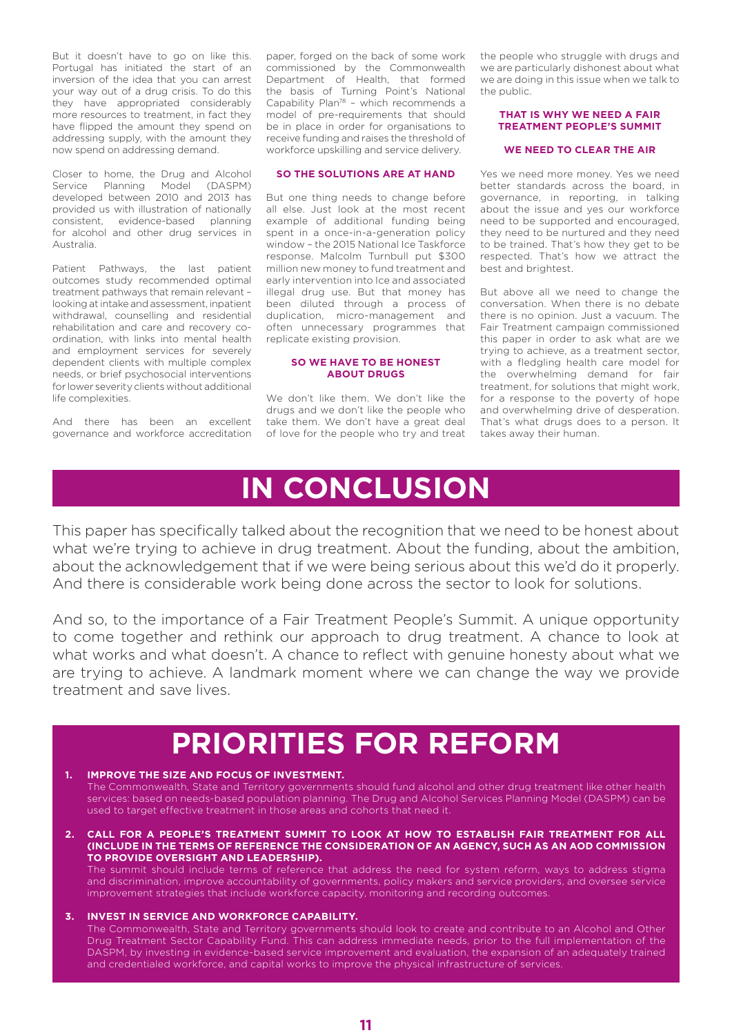But it doesn't have to go on like this. Portugal has initiated the start of an inversion of the idea that you can arrest your way out of a drug crisis. To do this they have appropriated considerably more resources to treatment, in fact they have flipped the amount they spend on addressing supply, with the amount they now spend on addressing demand.

Closer to home, the Drug and Alcohol Service Planning Model (DASPM) developed between 2010 and 2013 has provided us with illustration of nationally consistent, evidence-based planning for alcohol and other drug services in Australia.

Patient Pathways, the last patient outcomes study recommended optimal treatment pathways that remain relevant – looking at intake and assessment, inpatient withdrawal, counselling and residential rehabilitation and care and recovery co-ordination, with links into mental health and employment services for severely dependent clients with multiple complex needs, or brief psychosocial interventions for lower severity clients without additional life complexities.

And there has been an excellent governance and workforce accreditation paper, forged on the back of some work commissioned by the Commonwealth Department of Health, that formed the basis of Turning Point's National Capability Plan[78] – which recommends a model of pre-requirements that should be in place in order for organisations to receive funding and raises the threshold of workforce upskilling and service delivery.

### SO THE SOLUTIONS ARE AT HAND

But one thing needs to change before all else. Just look at the most recent example of additional funding being spent in a once-in-a-generation policy window – the 2015 National Ice Taskforce response. Malcolm Turnbull put $300 million new money to fund treatment and early intervention into Ice and associated illegal drug use. But that money has been diluted through a process of duplication, micro-management and often unnecessary programmes that replicate existing provision.

### SO WE HAVE TO BE HONEST ABOUT DRUGS

We don't like them. We don't like the drugs and we don't like the people who take them. We don't have a great deal of love for the people who try and treat the people who struggle with drugs and we are particularly dishonest about what we are doing in this issue when we talk to the public.

### THAT IS WHY WE NEED A FAIR TREATMENT PEOPLE'S SUMMIT

### WE NEED TO CLEAR THE AIR

Yes we need more money. Yes we need better standards across the board, in governance, in reporting, in talking about the issue and yes our workforce need to be supported and encouraged, they need to be nurtured and they need to be trained. That's how they get to be respected. That's how we attract the best and brightest.

But above all we need to change the conversation. When there is no debate there is no opinion. Just a vacuum. The Fair Treatment campaign commissioned this paper in order to ask what are we trying to achieve, as a treatment sector, with a fledgling health care model for the overwhelming demand for fair treatment, for solutions that might work, for a response to the poverty of hope and overwhelming drive of desperation. That's what drugs does to a person. It takes away their human.

# IN CONCLUSION

This paper has specifically talked about the recognition that we need to be honest about what we're trying to achieve in drug treatment. About the funding, about the ambition, about the acknowledgement that if we were being serious about this we'd do it properly. And there is considerable work being done across the sector to look for solutions.

And so, to the importance of a Fair Treatment People's Summit. A unique opportunity to come together and rethink our approach to drug treatment. A chance to look at what works and what doesn't. A chance to reflect with genuine honesty about what we are trying to achieve. A landmark moment where we can change the way we provide treatment and save lives.

# PRIORITIES FOR REFORM

1. **IMPROVE THE SIZE AND FOCUS OF INVESTMENT.**
   The Commonwealth, State and Territory governments should fund alcohol and other drug treatment like other health services: based on needs-based population planning. The Drug and Alcohol Services Planning Model (DASPM) can be used to target effective treatment in those areas and cohorts that need it.

2. **CALL FOR A PEOPLE'S TREATMENT SUMMIT TO LOOK AT HOW TO ESTABLISH FAIR TREATMENT FOR ALL (INCLUDE IN THE TERMS OF REFERENCE THE CONSIDERATION OF AN AGENCY, SUCH AS AN AOD COMMISSION TO PROVIDE OVERSIGHT AND LEADERSHIP).**
   The summit should include terms of reference that address the need for system reform, ways to address stigma and discrimination, improve accountability of governments, policy makers and service providers, and oversee service improvement strategies that include workforce capacity, monitoring and recording outcomes.

3. **INVEST IN SERVICE AND WORKFORCE CAPABILITY.**
   The Commonwealth, State and Territory governments should look to create and contribute to an Alcohol and Other Drug Treatment Sector Capability Fund. This can address immediate needs, prior to the full implementation of the DASPM, by investing in evidence-based service improvement and evaluation, the expansion of an adequately trained and credentialed workforce, and capital works to improve the physical infrastructure of services.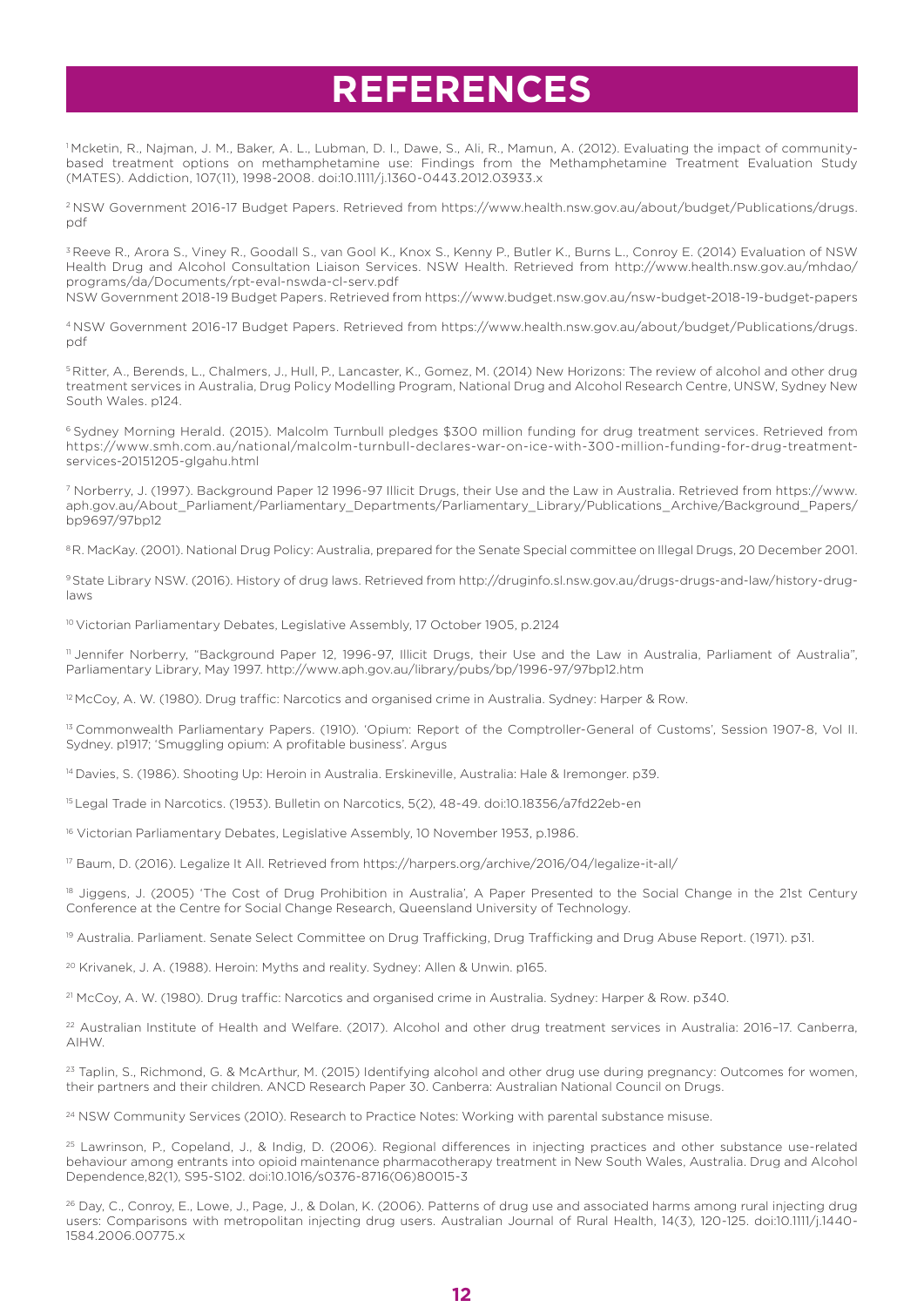# REFERENCES

[1] Mcketin, R., Najman, J. M., Baker, A. L., Lubman, D. I., Dawe, S., Ali, R., Mamun, A. (2012). Evaluating the impact of community-based treatment options on methamphetamine use: Findings from the Methamphetamine Treatment Evaluation Study (MATES). Addiction, 107(11), 1998-2008. doi:10.1111/j.1360-0443.2012.03933.x

[2] NSW Government 2016-17 Budget Papers. Retrieved from https://www.health.nsw.gov.au/about/budget/Publications/drugs.pdf

[3] Reeve R., Arora S., Viney R., Goodall S., van Gool K., Knox S., Kenny P., Butler K., Burns L., Conroy E. (2014) Evaluation of NSW Health Drug and Alcohol Consultation Liaison Services. NSW Health. Retrieved from http://www.health.nsw.gov.au/mhdao/programs/da/Documents/rpt-eval-nswda-cl-serv.pdf
NSW Government 2018-19 Budget Papers. Retrieved from https://www.budget.nsw.gov.au/nsw-budget-2018-19-budget-papers

[4] NSW Government 2016-17 Budget Papers. Retrieved from https://www.health.nsw.gov.au/about/budget/Publications/drugs.pdf

[5] Ritter, A., Berends, L., Chalmers, J., Hull, P., Lancaster, K., Gomez, M. (2014) New Horizons: The review of alcohol and other drug treatment services in Australia, Drug Policy Modelling Program, National Drug and Alcohol Research Centre, UNSW, Sydney New South Wales. p124.

[6] Sydney Morning Herald. (2015). Malcolm Turnbull pledges $300 million funding for drug treatment services. Retrieved from https://www.smh.com.au/national/malcolm-turnbull-declares-war-on-ice-with-300-million-funding-for-drug-treatment-services-20151205-glgahu.html

[7] Norberry, J. (1997). Background Paper 12 1996-97 Illicit Drugs, their Use and the Law in Australia. Retrieved from https://www.aph.gov.au/About_Parliament/Parliamentary_Departments/Parliamentary_Library/Publications_Archive/Background_Papers/bp9697/97bp12

[8] R. MacKay. (2001). National Drug Policy: Australia, prepared for the Senate Special committee on Illegal Drugs, 20 December 2001.

[9] State Library NSW. (2016). History of drug laws. Retrieved from http://druginfo.sl.nsw.gov.au/drugs-drugs-and-law/history-drug-laws

[10] Victorian Parliamentary Debates, Legislative Assembly, 17 October 1905, p.2124

[11] Jennifer Norberry, "Background Paper 12, 1996-97, Illicit Drugs, their Use and the Law in Australia, Parliament of Australia", Parliamentary Library, May 1997. http://www.aph.gov.au/library/pubs/bp/1996-97/97bp12.htm

[12] McCoy, A. W. (1980). Drug traffic: Narcotics and organised crime in Australia. Sydney: Harper & Row.

[13] Commonwealth Parliamentary Papers. (1910). 'Opium: Report of the Comptroller-General of Customs', Session 1907-8, Vol II. Sydney. p1917; 'Smuggling opium: A profitable business'. Argus

[14] Davies, S. (1986). Shooting Up: Heroin in Australia. Erskineville, Australia: Hale & Iremonger. p39.

[15] Legal Trade in Narcotics. (1953). Bulletin on Narcotics, 5(2), 48-49. doi:10.18356/a7fd22eb-en

[16] Victorian Parliamentary Debates, Legislative Assembly, 10 November 1953, p.1986.

[17] Baum, D. (2016). Legalize It All. Retrieved from https://harpers.org/archive/2016/04/legalize-it-all/

[18] Jiggens, J. (2005) 'The Cost of Drug Prohibition in Australia', A Paper Presented to the Social Change in the 21st Century Conference at the Centre for Social Change Research, Queensland University of Technology.

[19] Australia. Parliament. Senate Select Committee on Drug Trafficking, Drug Trafficking and Drug Abuse Report. (1971). p31.

[20] Krivanek, J. A. (1988). Heroin: Myths and reality. Sydney: Allen & Unwin. p165.

[21] McCoy, A. W. (1980). Drug traffic: Narcotics and organised crime in Australia. Sydney: Harper & Row. p340.

[22] Australian Institute of Health and Welfare. (2017). Alcohol and other drug treatment services in Australia: 2016–17. Canberra, AIHW.

[23] Taplin, S., Richmond, G. & McArthur, M. (2015) Identifying alcohol and other drug use during pregnancy: Outcomes for women, their partners and their children. ANCD Research Paper 30. Canberra: Australian National Council on Drugs.

[24] NSW Community Services (2010). Research to Practice Notes: Working with parental substance misuse.

[25] Lawrinson, P., Copeland, J., & Indig, D. (2006). Regional differences in injecting practices and other substance use-related behaviour among entrants into opioid maintenance pharmacotherapy treatment in New South Wales, Australia. Drug and Alcohol Dependence,82(1), S95-S102. doi:10.1016/s0376-8716(06)80015-3

[26] Day, C., Conroy, E., Lowe, J., Page, J., & Dolan, K. (2006). Patterns of drug use and associated harms among rural injecting drug users: Comparisons with metropolitan injecting drug users. Australian Journal of Rural Health, 14(3), 120-125. doi:10.1111/j.1440-1584.2006.00775.x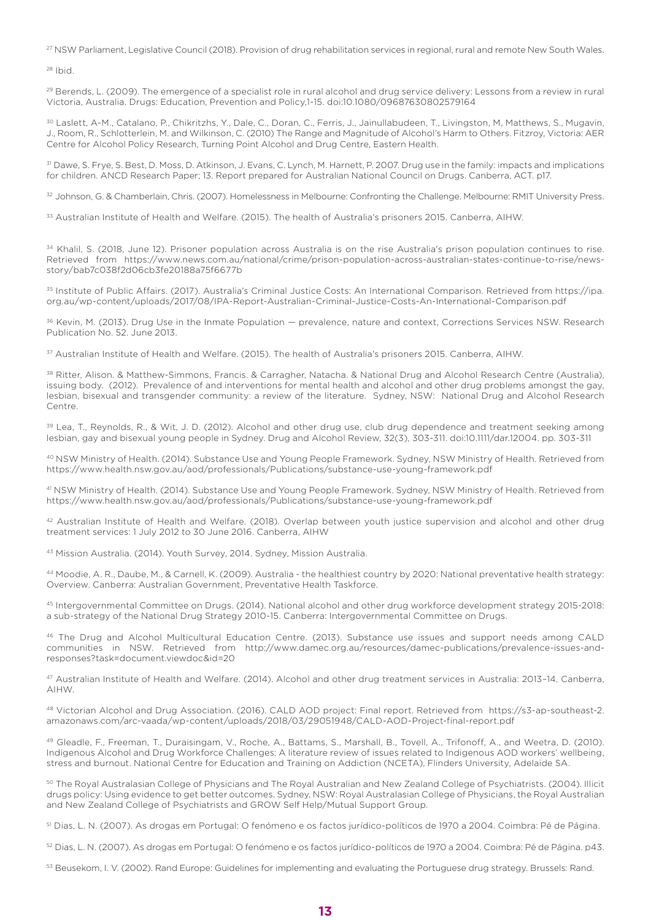[27] NSW Parliament, Legislative Council (2018). Provision of drug rehabilitation services in regional, rural and remote New South Wales.

[28] Ibid.

[29] Berends, L. (2009). The emergence of a specialist role in rural alcohol and drug service delivery: Lessons from a review in rural Victoria, Australia. Drugs: Education, Prevention and Policy,1-15. doi:10.1080/09687630802579164

[30] Laslett, A-M., Catalano, P., Chikritzhs, Y., Dale, C., Doran, C., Ferris, J., Jainullabudeen, T., Livingston, M, Matthews, S., Mugavin, J., Room, R., Schlotterlein, M. and Wilkinson, C. (2010) The Range and Magnitude of Alcohol's Harm to Others. Fitzroy, Victoria: AER Centre for Alcohol Policy Research, Turning Point Alcohol and Drug Centre, Eastern Health.

[31] Dawe, S. Frye, S. Best, D. Moss, D. Atkinson, J. Evans, C. Lynch, M. Harnett, P. 2007. Drug use in the family: impacts and implications for children. ANCD Research Paper; 13. Report prepared for Australian National Council on Drugs. Canberra, ACT. p17.

[32] Johnson, G. & Chamberlain, Chris. (2007). Homelessness in Melbourne: Confronting the Challenge. Melbourne: RMIT University Press.

[33] Australian Institute of Health and Welfare. (2015). The health of Australia's prisoners 2015. Canberra, AIHW.

[34] Khalil, S. (2018, June 12). Prisoner population across Australia is on the rise Australia's prison population continues to rise. Retrieved from https://www.news.com.au/national/crime/prison-population-across-australian-states-continue-to-rise/news-story/bab7c038f2d06cb3fe20188a75f6677b

[35] Institute of Public Affairs. (2017). Australia's Criminal Justice Costs: An International Comparison. Retrieved from https://ipa.org.au/wp-content/uploads/2017/08/IPA-Report-Australian-Criminal-Justice-Costs-An-International-Comparison.pdf

[36] Kevin, M. (2013). Drug Use in the Inmate Population — prevalence, nature and context, Corrections Services NSW. Research Publication No. 52. June 2013.

[37] Australian Institute of Health and Welfare. (2015). The health of Australia's prisoners 2015. Canberra, AIHW.

[38] Ritter, Alison. & Matthew-Simmons, Francis. & Carragher, Natacha. & National Drug and Alcohol Research Centre (Australia), issuing body. (2012). Prevalence of and interventions for mental health and alcohol and other drug problems amongst the gay, lesbian, bisexual and transgender community: a review of the literature. Sydney, NSW: National Drug and Alcohol Research Centre.

[39] Lea, T., Reynolds, R., & Wit, J. D. (2012). Alcohol and other drug use, club drug dependence and treatment seeking among lesbian, gay and bisexual young people in Sydney. Drug and Alcohol Review, 32(3), 303-311. doi:10.1111/dar.12004. pp. 303-311

[40] NSW Ministry of Health. (2014). Substance Use and Young People Framework. Sydney, NSW Ministry of Health. Retrieved from https://www.health.nsw.gov.au/aod/professionals/Publications/substance-use-young-framework.pdf

[41] NSW Ministry of Health. (2014). Substance Use and Young People Framework. Sydney, NSW Ministry of Health. Retrieved from https://www.health.nsw.gov.au/aod/professionals/Publications/substance-use-young-framework.pdf

[42] Australian Institute of Health and Welfare. (2018). Overlap between youth justice supervision and alcohol and other drug treatment services: 1 July 2012 to 30 June 2016. Canberra, AIHW

[43] Mission Australia. (2014). Youth Survey, 2014. Sydney, Mission Australia.

[44] Moodie, A. R., Daube, M., & Carnell, K. (2009). Australia - the healthiest country by 2020: National preventative health strategy: Overview. Canberra: Australian Government, Preventative Health Taskforce.

[45] Intergovernmental Committee on Drugs. (2014). National alcohol and other drug workforce development strategy 2015-2018: a sub-strategy of the National Drug Strategy 2010-15. Canberra: Intergovernmental Committee on Drugs.

[46] The Drug and Alcohol Multicultural Education Centre. (2013). Substance use issues and support needs among CALD communities in NSW. Retrieved from http://www.damec.org.au/resources/damec-publications/prevalence-issues-and-responses?task=document.viewdoc&id=20

[47] Australian Institute of Health and Welfare. (2014). Alcohol and other drug treatment services in Australia: 2013–14. Canberra, AIHW.

[48] Victorian Alcohol and Drug Association. (2016). CALD AOD project: Final report. Retrieved from https://s3-ap-southeast-2.amazonaws.com/arc-vaada/wp-content/uploads/2018/03/29051948/CALD-AOD-Project-final-report.pdf

[49] Gleadle, F., Freeman, T., Duraisingam, V., Roche, A., Battams, S., Marshall, B., Tovell, A., Trifonoff, A., and Weetra, D. (2010). Indigenous Alcohol and Drug Workforce Challenges: A literature review of issues related to Indigenous AOD workers' wellbeing, stress and burnout. National Centre for Education and Training on Addiction (NCETA), Flinders University, Adelaide SA.

[50] The Royal Australasian College of Physicians and The Royal Australian and New Zealand College of Psychiatrists. (2004). Illicit drugs policy: Using evidence to get better outcomes. Sydney, NSW: Royal Australasian College of Physicians, the Royal Australian and New Zealand College of Psychiatrists and GROW Self Help/Mutual Support Group.

[51] Dias, L. N. (2007). As drogas em Portugal: O fenómeno e os factos jurídico-políticos de 1970 a 2004. Coimbra: Pé de Página.

[52] Dias, L. N. (2007). As drogas em Portugal: O fenómeno e os factos jurídico-políticos de 1970 a 2004. Coimbra: Pé de Página. p43.

[53] Beusekom, I. V. (2002). Rand Europe: Guidelines for implementing and evaluating the Portuguese drug strategy. Brussels: Rand.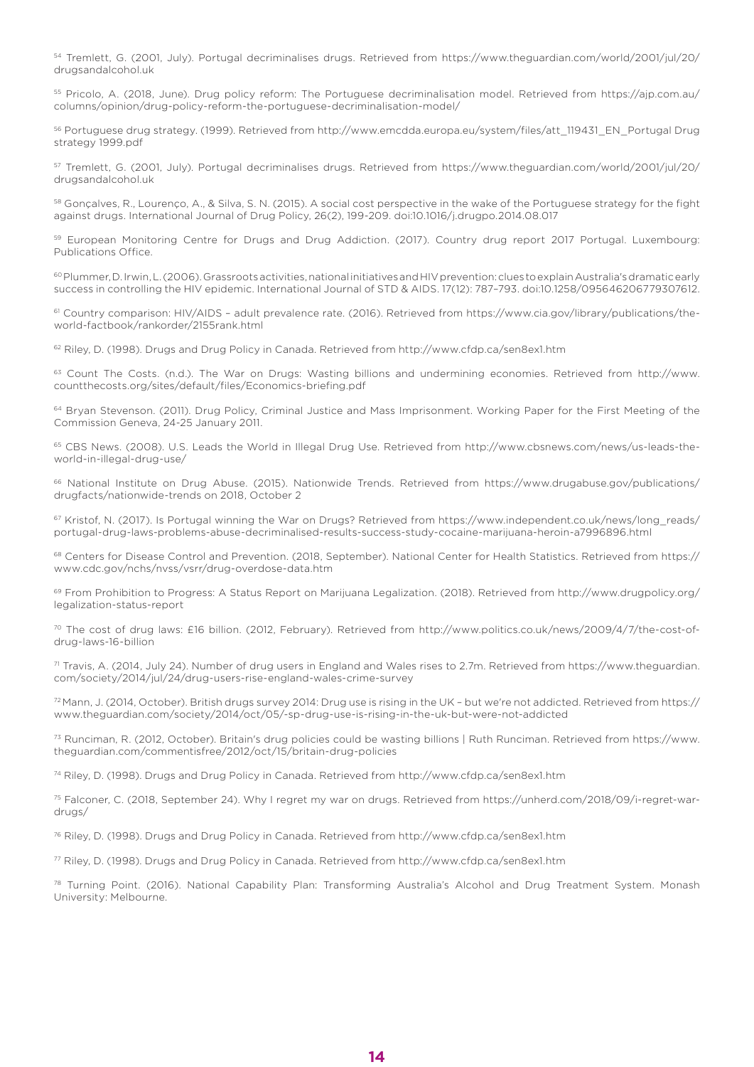[54] Tremlett, G. (2001, July). Portugal decriminalises drugs. Retrieved from https://www.theguardian.com/world/2001/jul/20/drugsandalcohol.uk

[55] Pricolo, A. (2018, June). Drug policy reform: The Portuguese decriminalisation model. Retrieved from https://ajp.com.au/columns/opinion/drug-policy-reform-the-portuguese-decriminalisation-model/

[56] Portuguese drug strategy. (1999). Retrieved from http://www.emcdda.europa.eu/system/files/att_119431_EN_Portugal Drug strategy 1999.pdf

[57] Tremlett, G. (2001, July). Portugal decriminalises drugs. Retrieved from https://www.theguardian.com/world/2001/jul/20/drugsandalcohol.uk

[58] Gonçalves, R., Lourenço, A., & Silva, S. N. (2015). A social cost perspective in the wake of the Portuguese strategy for the fight against drugs. International Journal of Drug Policy, 26(2), 199-209. doi:10.1016/j.drugpo.2014.08.017

[59] European Monitoring Centre for Drugs and Drug Addiction. (2017). Country drug report 2017 Portugal. Luxembourg: Publications Office.

[60] Plummer, D. Irwin, L. (2006). Grassroots activities, national initiatives and HIV prevention: clues to explain Australia's dramatic early success in controlling the HIV epidemic. International Journal of STD & AIDS. 17(12): 787–793. doi:10.1258/095646206779307612.

[61] Country comparison: HIV/AIDS – adult prevalence rate. (2016). Retrieved from https://www.cia.gov/library/publications/the-world-factbook/rankorder/2155rank.html

[62] Riley, D. (1998). Drugs and Drug Policy in Canada. Retrieved from http://www.cfdp.ca/sen8ex1.htm

[63] Count The Costs. (n.d.). The War on Drugs: Wasting billions and undermining economies. Retrieved from http://www.countthecosts.org/sites/default/files/Economics-briefing.pdf

[64] Bryan Stevenson. (2011). Drug Policy, Criminal Justice and Mass Imprisonment. Working Paper for the First Meeting of the Commission Geneva, 24-25 January 2011.

[65] CBS News. (2008). U.S. Leads the World in Illegal Drug Use. Retrieved from http://www.cbsnews.com/news/us-leads-the-world-in-illegal-drug-use/

[66] National Institute on Drug Abuse. (2015). Nationwide Trends. Retrieved from https://www.drugabuse.gov/publications/drugfacts/nationwide-trends on 2018, October 2

[67] Kristof, N. (2017). Is Portugal winning the War on Drugs? Retrieved from https://www.independent.co.uk/news/long_reads/portugal-drug-laws-problems-abuse-decriminalised-results-success-study-cocaine-marijuana-heroin-a7996896.html

[68] Centers for Disease Control and Prevention. (2018, September). National Center for Health Statistics. Retrieved from https://www.cdc.gov/nchs/nvss/vsrr/drug-overdose-data.htm

[69] From Prohibition to Progress: A Status Report on Marijuana Legalization. (2018). Retrieved from http://www.drugpolicy.org/legalization-status-report

[70] The cost of drug laws: £16 billion. (2012, February). Retrieved from http://www.politics.co.uk/news/2009/4/7/the-cost-of-drug-laws-16-billion

[71] Travis, A. (2014, July 24). Number of drug users in England and Wales rises to 2.7m. Retrieved from https://www.theguardian.com/society/2014/jul/24/drug-users-rise-england-wales-crime-survey

[72] Mann, J. (2014, October). British drugs survey 2014: Drug use is rising in the UK – but we're not addicted. Retrieved from https://www.theguardian.com/society/2014/oct/05/-sp-drug-use-is-rising-in-the-uk-but-were-not-addicted

[73] Runciman, R. (2012, October). Britain's drug policies could be wasting billions | Ruth Runciman. Retrieved from https://www.theguardian.com/commentisfree/2012/oct/15/britain-drug-policies

[74] Riley, D. (1998). Drugs and Drug Policy in Canada. Retrieved from http://www.cfdp.ca/sen8ex1.htm

[75] Falconer, C. (2018, September 24). Why I regret my war on drugs. Retrieved from https://unherd.com/2018/09/i-regret-war-drugs/

[76] Riley, D. (1998). Drugs and Drug Policy in Canada. Retrieved from http://www.cfdp.ca/sen8ex1.htm

[77] Riley, D. (1998). Drugs and Drug Policy in Canada. Retrieved from http://www.cfdp.ca/sen8ex1.htm

[78] Turning Point. (2016). National Capability Plan: Transforming Australia's Alcohol and Drug Treatment System. Monash University: Melbourne.